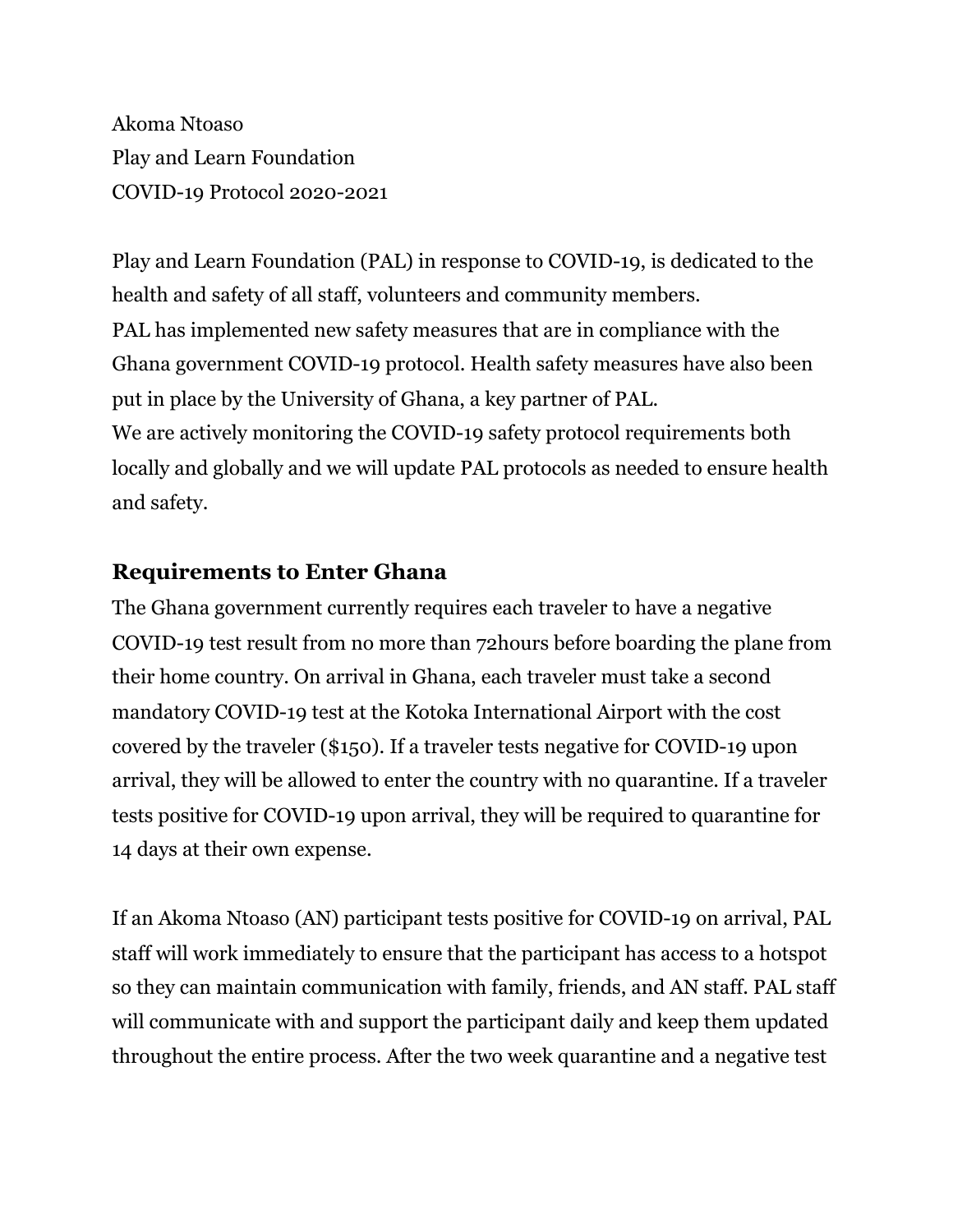Akoma Ntoaso
Play and Learn Foundation
COVID-19 Protocol 2020-2021

Play and Learn Foundation (PAL) in response to COVID-19, is dedicated to the health and safety of all staff, volunteers and community members.
PAL has implemented new safety measures that are in compliance with the Ghana government COVID-19 protocol. Health safety measures have also been put in place by the University of Ghana, a key partner of PAL.
We are actively monitoring the COVID-19 safety protocol requirements both locally and globally and we will update PAL protocols as needed to ensure health and safety.

## Requirements to Enter Ghana

The Ghana government currently requires each traveler to have a negative COVID-19 test result from no more than 72hours before boarding the plane from their home country. On arrival in Ghana, each traveler must take a second mandatory COVID-19 test at the Kotoka International Airport with the cost covered by the traveler ($150). If a traveler tests negative for COVID-19 upon arrival, they will be allowed to enter the country with no quarantine. If a traveler tests positive for COVID-19 upon arrival, they will be required to quarantine for 14 days at their own expense.

If an Akoma Ntoaso (AN) participant tests positive for COVID-19 on arrival, PAL staff will work immediately to ensure that the participant has access to a hotspot so they can maintain communication with family, friends, and AN staff. PAL staff will communicate with and support the participant daily and keep them updated throughout the entire process. After the two week quarantine and a negative test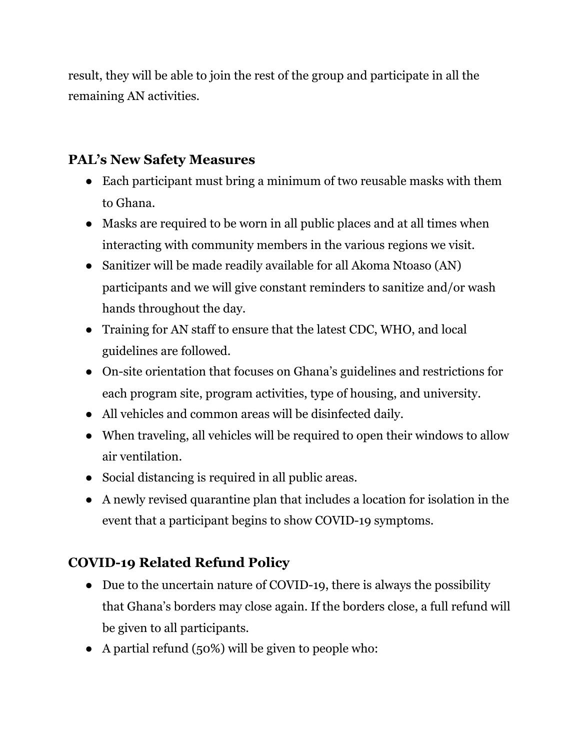result, they will be able to join the rest of the group and participate in all the remaining AN activities.

## PAL's New Safety Measures

- Each participant must bring a minimum of two reusable masks with them to Ghana.
- Masks are required to be worn in all public places and at all times when interacting with community members in the various regions we visit.
- Sanitizer will be made readily available for all Akoma Ntoaso (AN) participants and we will give constant reminders to sanitize and/or wash hands throughout the day.
- Training for AN staff to ensure that the latest CDC, WHO, and local guidelines are followed.
- On-site orientation that focuses on Ghana's guidelines and restrictions for each program site, program activities, type of housing, and university.
- All vehicles and common areas will be disinfected daily.
- When traveling, all vehicles will be required to open their windows to allow air ventilation.
- Social distancing is required in all public areas.
- A newly revised quarantine plan that includes a location for isolation in the event that a participant begins to show COVID-19 symptoms.

## COVID-19 Related Refund Policy

- Due to the uncertain nature of COVID-19, there is always the possibility that Ghana's borders may close again. If the borders close, a full refund will be given to all participants.
- A partial refund (50%) will be given to people who: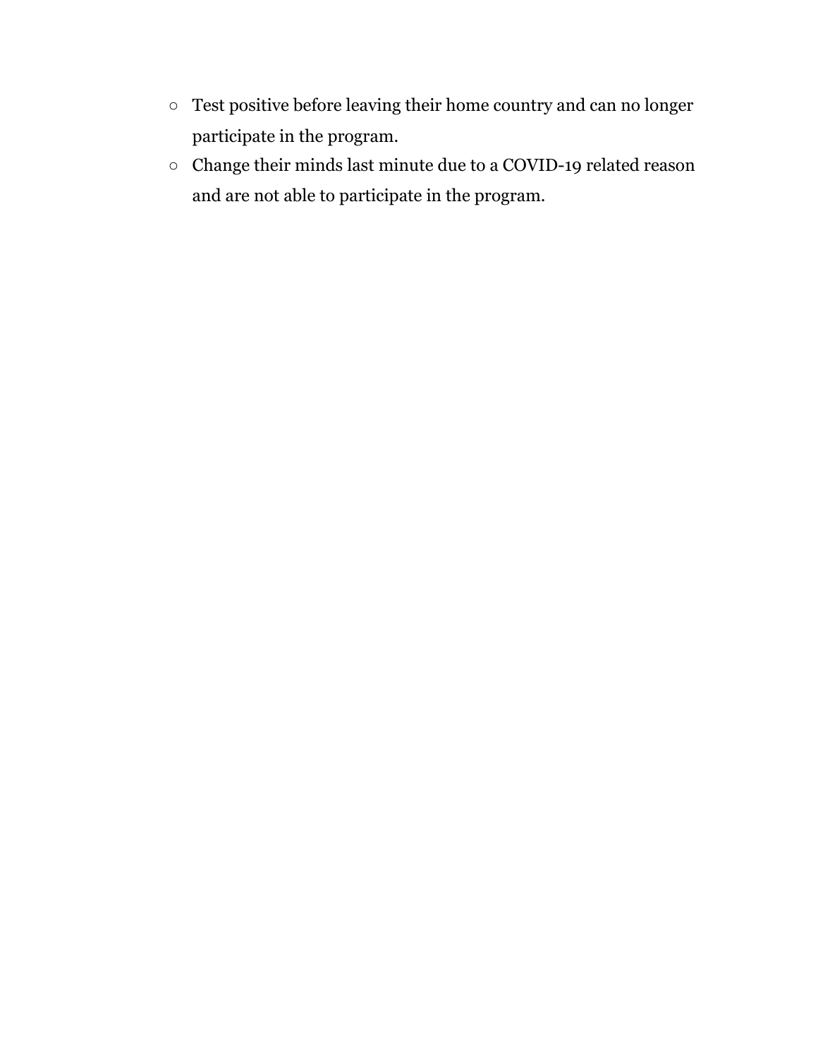- Test positive before leaving their home country and can no longer participate in the program.
- Change their minds last minute due to a COVID-19 related reason and are not able to participate in the program.